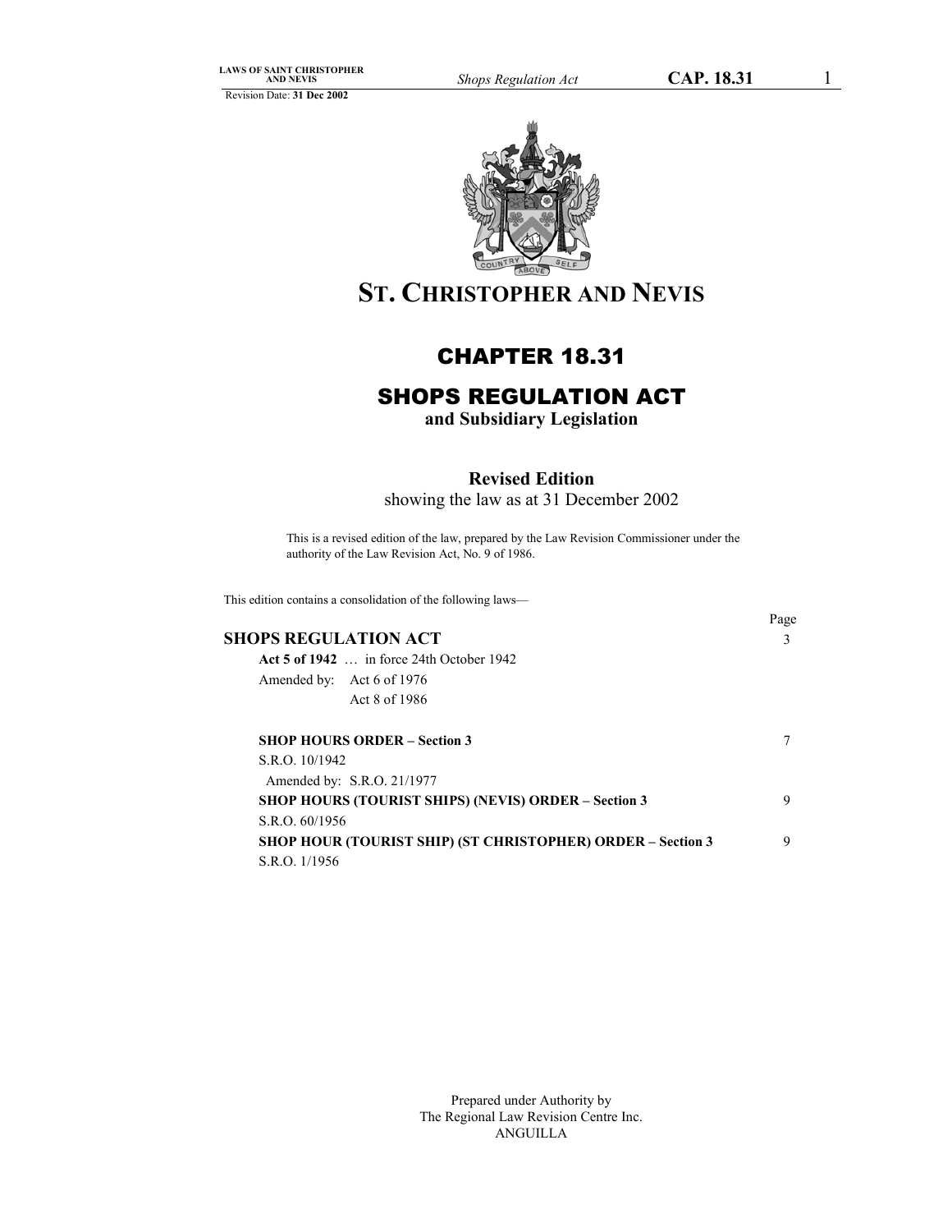# ST. CHRISTOPHER AND NEVIS

## CHAPTER 18.31

## SHOPS REGULATION ACT

**and Subsidiary Legislation**

**Revised Edition**

showing the law as at 31 December 2002

This is a revised edition of the law, prepared by the Law Revision Commissioner under the authority of the Law Revision Act, No. 9 of 1986.

This edition contains a consolidation of the following laws—

| | Page |
|---|---|
| **SHOPS REGULATION ACT** | 3 |
| **Act 5 of 1942** … in force 24th October 1942 | |
| Amended by: Act 6 of 1976 | |
| Act 8 of 1986 | |
| **SHOP HOURS ORDER – Section 3** | 7 |
| S.R.O. 10/1942 | |
| Amended by: S.R.O. 21/1977 | |
| **SHOP HOURS (TOURIST SHIPS) (NEVIS) ORDER – Section 3** | 9 |
| S.R.O. 60/1956 | |
| **SHOP HOUR (TOURIST SHIP) (ST CHRISTOPHER) ORDER – Section 3** | 9 |
| S.R.O. 1/1956 | |

Prepared under Authority by
The Regional Law Revision Centre Inc.
ANGUILLA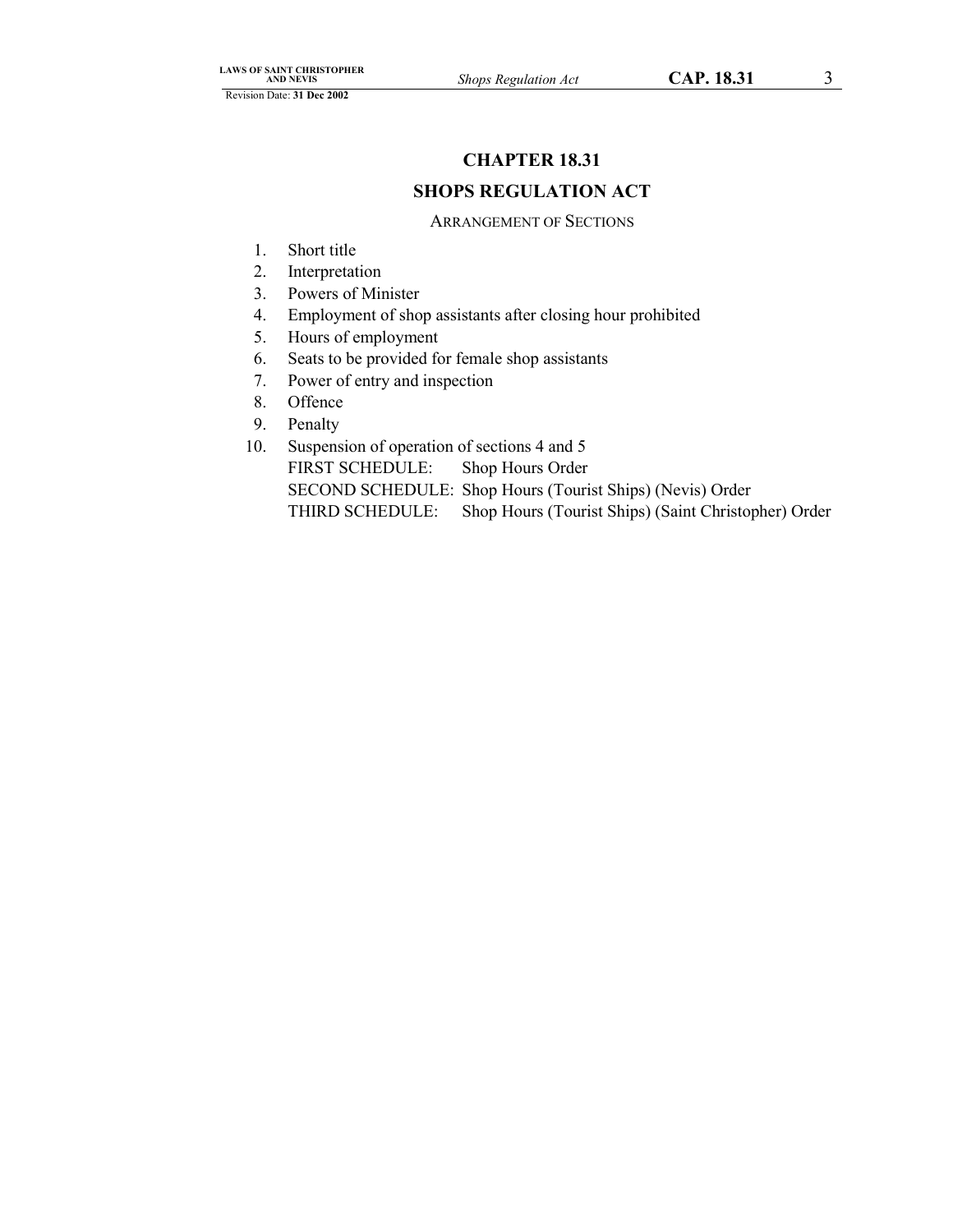# CHAPTER 18.31

## SHOPS REGULATION ACT

ARRANGEMENT OF SECTIONS

1. Short title
2. Interpretation
3. Powers of Minister
4. Employment of shop assistants after closing hour prohibited
5. Hours of employment
6. Seats to be provided for female shop assistants
7. Power of entry and inspection
8. Offence
9. Penalty
10. Suspension of operation of sections 4 and 5

FIRST SCHEDULE: Shop Hours Order

SECOND SCHEDULE: Shop Hours (Tourist Ships) (Nevis) Order

THIRD SCHEDULE: Shop Hours (Tourist Ships) (Saint Christopher) Order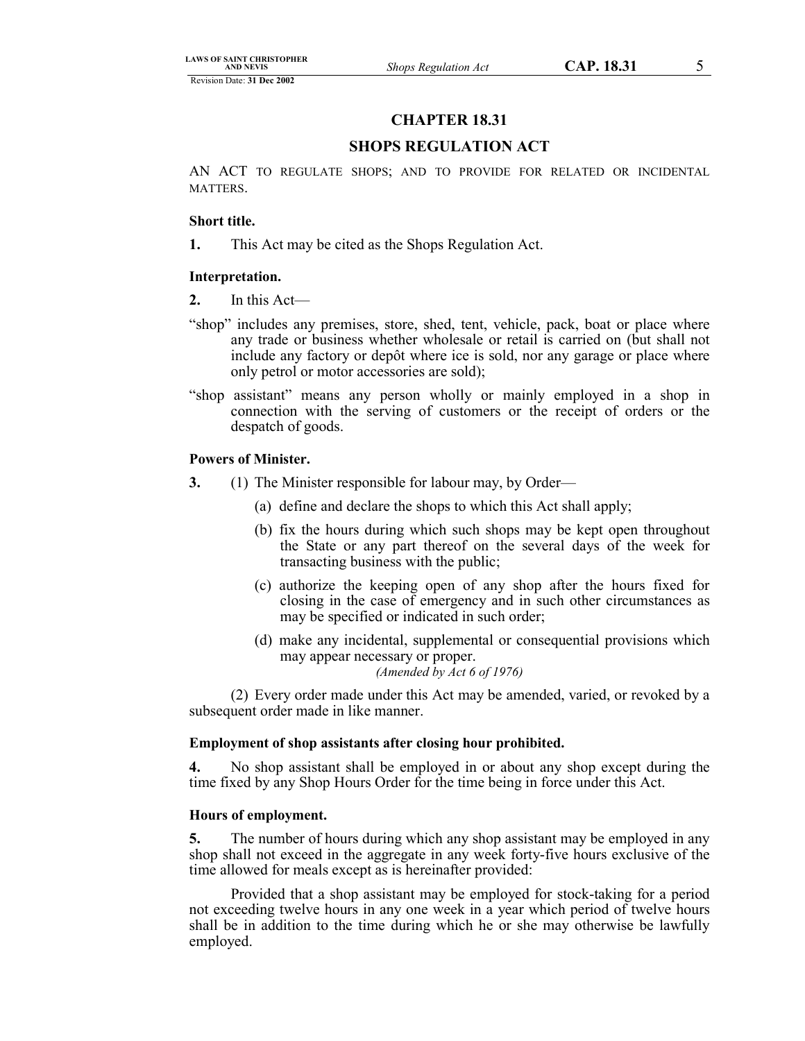# CHAPTER 18.31

# SHOPS REGULATION ACT

AN ACT TO REGULATE SHOPS; AND TO PROVIDE FOR RELATED OR INCIDENTAL MATTERS.

**Short title.**

**1.** This Act may be cited as the Shops Regulation Act.

**Interpretation.**

**2.** In this Act—

"shop" includes any premises, store, shed, tent, vehicle, pack, boat or place where any trade or business whether wholesale or retail is carried on (but shall not include any factory or depôt where ice is sold, nor any garage or place where only petrol or motor accessories are sold);

"shop assistant" means any person wholly or mainly employed in a shop in connection with the serving of customers or the receipt of orders or the despatch of goods.

**Powers of Minister.**

**3.** (1) The Minister responsible for labour may, by Order—

(a) define and declare the shops to which this Act shall apply;

(b) fix the hours during which such shops may be kept open throughout the State or any part thereof on the several days of the week for transacting business with the public;

(c) authorize the keeping open of any shop after the hours fixed for closing in the case of emergency and in such other circumstances as may be specified or indicated in such order;

(d) make any incidental, supplemental or consequential provisions which may appear necessary or proper.

*(Amended by Act 6 of 1976)*

(2) Every order made under this Act may be amended, varied, or revoked by a subsequent order made in like manner.

**Employment of shop assistants after closing hour prohibited.**

**4.** No shop assistant shall be employed in or about any shop except during the time fixed by any Shop Hours Order for the time being in force under this Act.

**Hours of employment.**

**5.** The number of hours during which any shop assistant may be employed in any shop shall not exceed in the aggregate in any week forty-five hours exclusive of the time allowed for meals except as is hereinafter provided:

Provided that a shop assistant may be employed for stock-taking for a period not exceeding twelve hours in any one week in a year which period of twelve hours shall be in addition to the time during which he or she may otherwise be lawfully employed.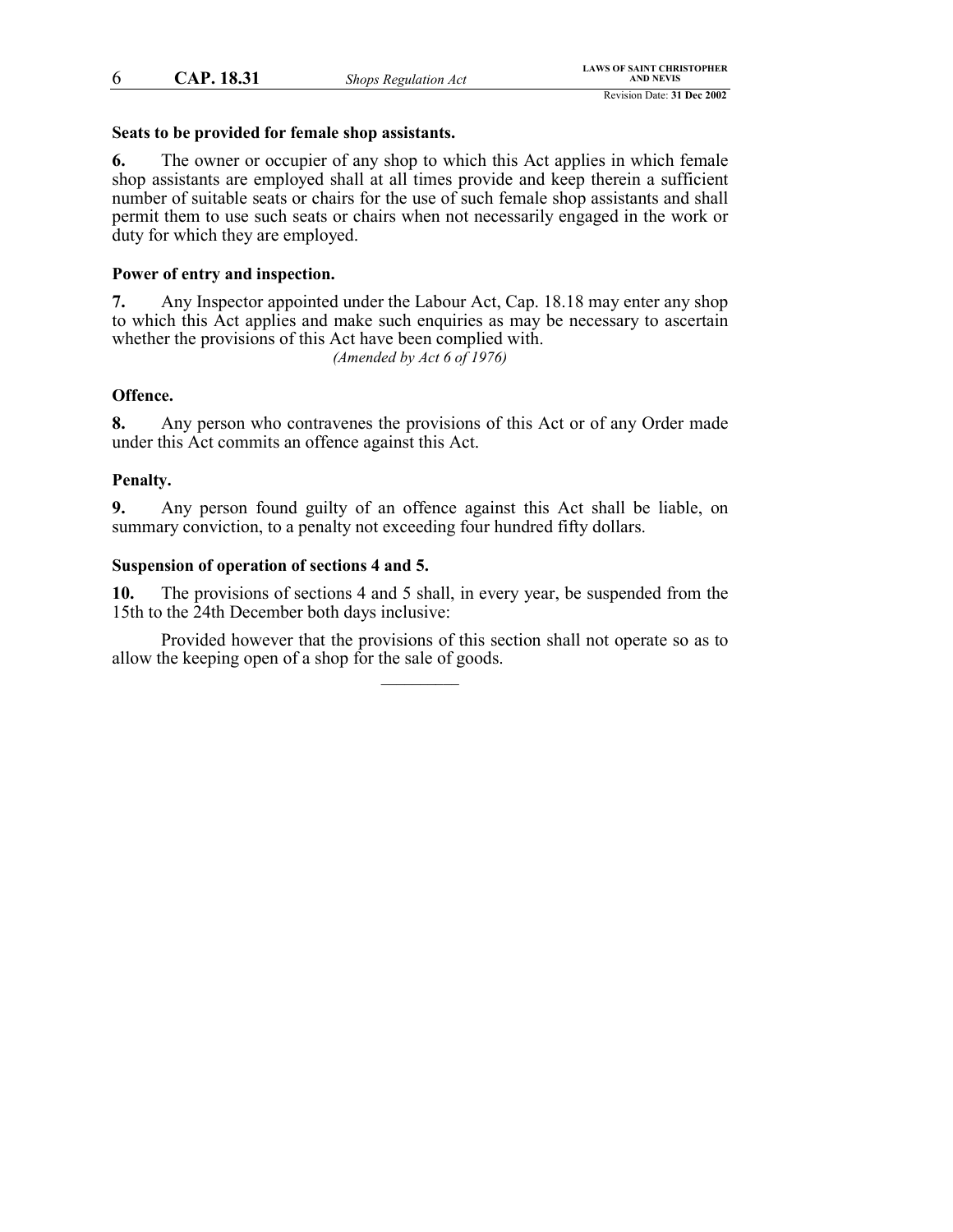**Seats to be provided for female shop assistants.**

**6.** The owner or occupier of any shop to which this Act applies in which female shop assistants are employed shall at all times provide and keep therein a sufficient number of suitable seats or chairs for the use of such female shop assistants and shall permit them to use such seats or chairs when not necessarily engaged in the work or duty for which they are employed.

**Power of entry and inspection.**

**7.** Any Inspector appointed under the Labour Act, Cap. 18.18 may enter any shop to which this Act applies and make such enquiries as may be necessary to ascertain whether the provisions of this Act have been complied with.

*(Amended by Act 6 of 1976)*

**Offence.**

**8.** Any person who contravenes the provisions of this Act or of any Order made under this Act commits an offence against this Act.

**Penalty.**

**9.** Any person found guilty of an offence against this Act shall be liable, on summary conviction, to a penalty not exceeding four hundred fifty dollars.

**Suspension of operation of sections 4 and 5.**

**10.** The provisions of sections 4 and 5 shall, in every year, be suspended from the 15th to the 24th December both days inclusive:

Provided however that the provisions of this section shall not operate so as to allow the keeping open of a shop for the sale of goods.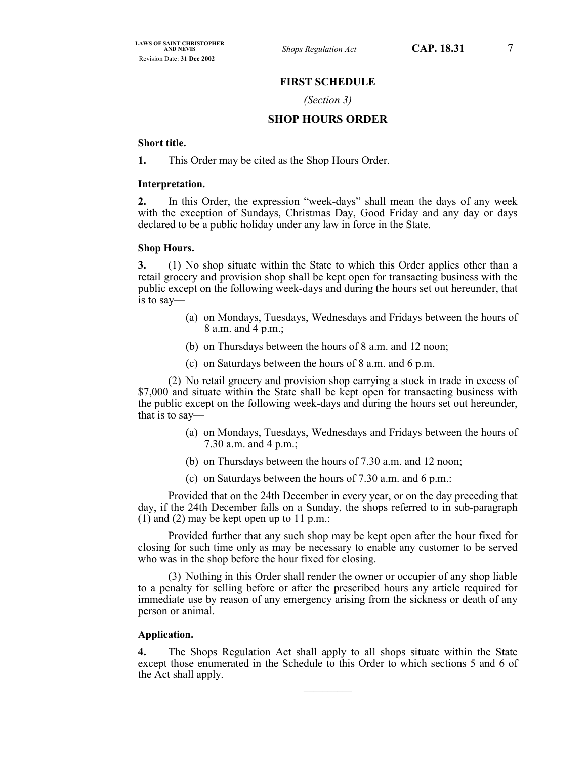## FIRST SCHEDULE

*(Section 3)*

## SHOP HOURS ORDER

**Short title.**

**1.** This Order may be cited as the Shop Hours Order.

**Interpretation.**

**2.** In this Order, the expression "week-days" shall mean the days of any week with the exception of Sundays, Christmas Day, Good Friday and any day or days declared to be a public holiday under any law in force in the State.

**Shop Hours.**

**3.** (1) No shop situate within the State to which this Order applies other than a retail grocery and provision shop shall be kept open for transacting business with the public except on the following week-days and during the hours set out hereunder, that is to say—

(a) on Mondays, Tuesdays, Wednesdays and Fridays between the hours of 8 a.m. and 4 p.m.;

(b) on Thursdays between the hours of 8 a.m. and 12 noon;

(c) on Saturdays between the hours of 8 a.m. and 6 p.m.

(2) No retail grocery and provision shop carrying a stock in trade in excess of $7,000 and situate within the State shall be kept open for transacting business with the public except on the following week-days and during the hours set out hereunder, that is to say—

(a) on Mondays, Tuesdays, Wednesdays and Fridays between the hours of 7.30 a.m. and 4 p.m.;

(b) on Thursdays between the hours of 7.30 a.m. and 12 noon;

(c) on Saturdays between the hours of 7.30 a.m. and 6 p.m.:

Provided that on the 24th December in every year, or on the day preceding that day, if the 24th December falls on a Sunday, the shops referred to in sub-paragraph (1) and (2) may be kept open up to 11 p.m.:

Provided further that any such shop may be kept open after the hour fixed for closing for such time only as may be necessary to enable any customer to be served who was in the shop before the hour fixed for closing.

(3) Nothing in this Order shall render the owner or occupier of any shop liable to a penalty for selling before or after the prescribed hours any article required for immediate use by reason of any emergency arising from the sickness or death of any person or animal.

**Application.**

**4.** The Shops Regulation Act shall apply to all shops situate within the State except those enumerated in the Schedule to this Order to which sections 5 and 6 of the Act shall apply.

---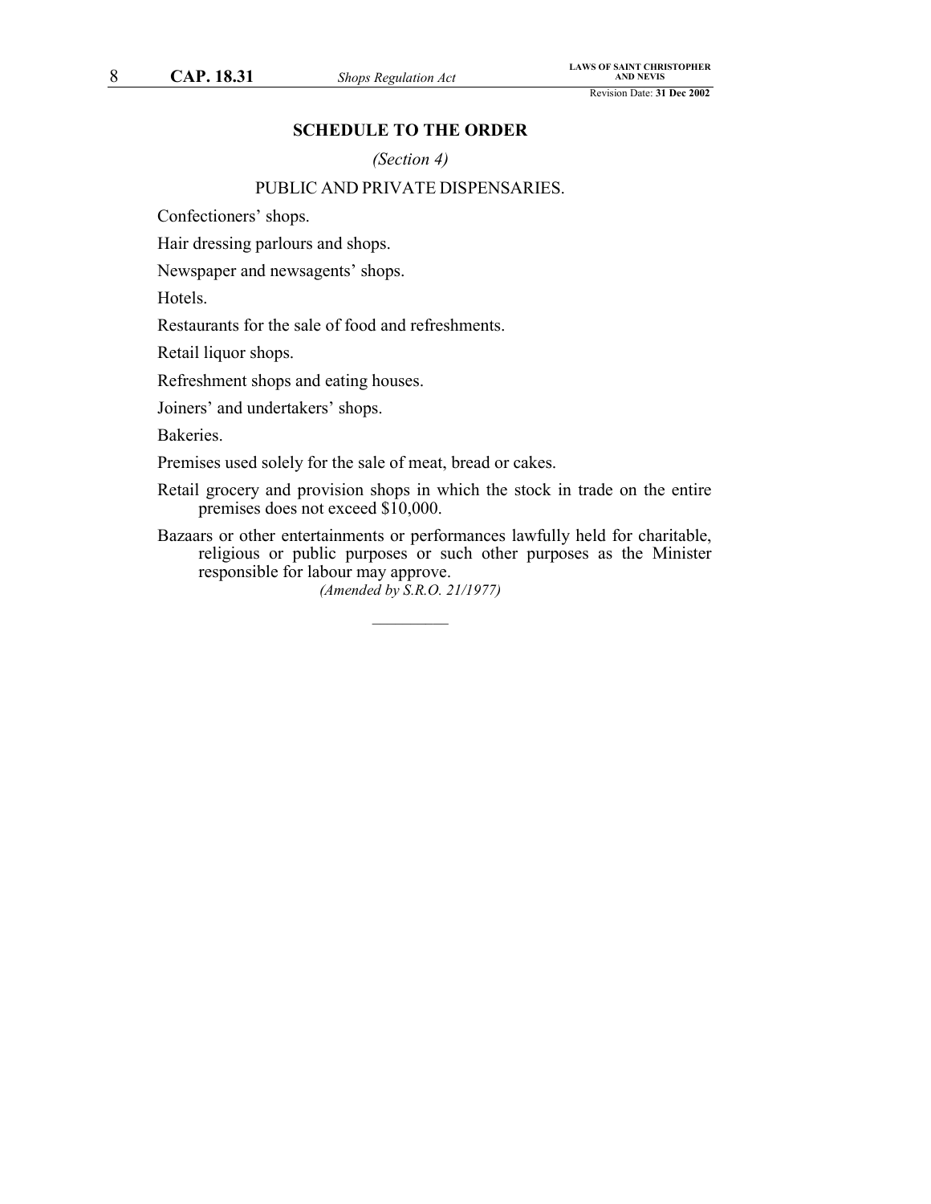## SCHEDULE TO THE ORDER

*(Section 4)*

PUBLIC AND PRIVATE DISPENSARIES.

Confectioners' shops.

Hair dressing parlours and shops.

Newspaper and newsagents' shops.

Hotels.

Restaurants for the sale of food and refreshments.

Retail liquor shops.

Refreshment shops and eating houses.

Joiners' and undertakers' shops.

Bakeries.

Premises used solely for the sale of meat, bread or cakes.

Retail grocery and provision shops in which the stock in trade on the entire premises does not exceed $10,000.

Bazaars or other entertainments or performances lawfully held for charitable, religious or public purposes or such other purposes as the Minister responsible for labour may approve.

*(Amended by S.R.O. 21/1977)*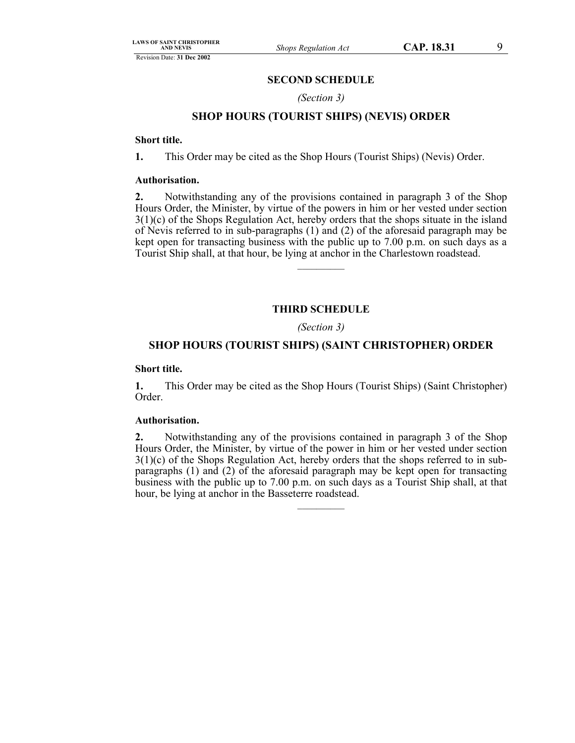## SECOND SCHEDULE

*(Section 3)*

## SHOP HOURS (TOURIST SHIPS) (NEVIS) ORDER

**Short title.**

**1.** This Order may be cited as the Shop Hours (Tourist Ships) (Nevis) Order.

**Authorisation.**

**2.** Notwithstanding any of the provisions contained in paragraph 3 of the Shop Hours Order, the Minister, by virtue of the powers in him or her vested under section 3(1)(c) of the Shops Regulation Act, hereby orders that the shops situate in the island of Nevis referred to in sub-paragraphs (1) and (2) of the aforesaid paragraph may be kept open for transacting business with the public up to 7.00 p.m. on such days as a Tourist Ship shall, at that hour, be lying at anchor in the Charlestown roadstead.

---

## THIRD SCHEDULE

*(Section 3)*

## SHOP HOURS (TOURIST SHIPS) (SAINT CHRISTOPHER) ORDER

**Short title.**

**1.** This Order may be cited as the Shop Hours (Tourist Ships) (Saint Christopher) Order.

**Authorisation.**

**2.** Notwithstanding any of the provisions contained in paragraph 3 of the Shop Hours Order, the Minister, by virtue of the power in him or her vested under section 3(1)(c) of the Shops Regulation Act, hereby orders that the shops referred to in sub-paragraphs (1) and (2) of the aforesaid paragraph may be kept open for transacting business with the public up to 7.00 p.m. on such days as a Tourist Ship shall, at that hour, be lying at anchor in the Basseterre roadstead.

---